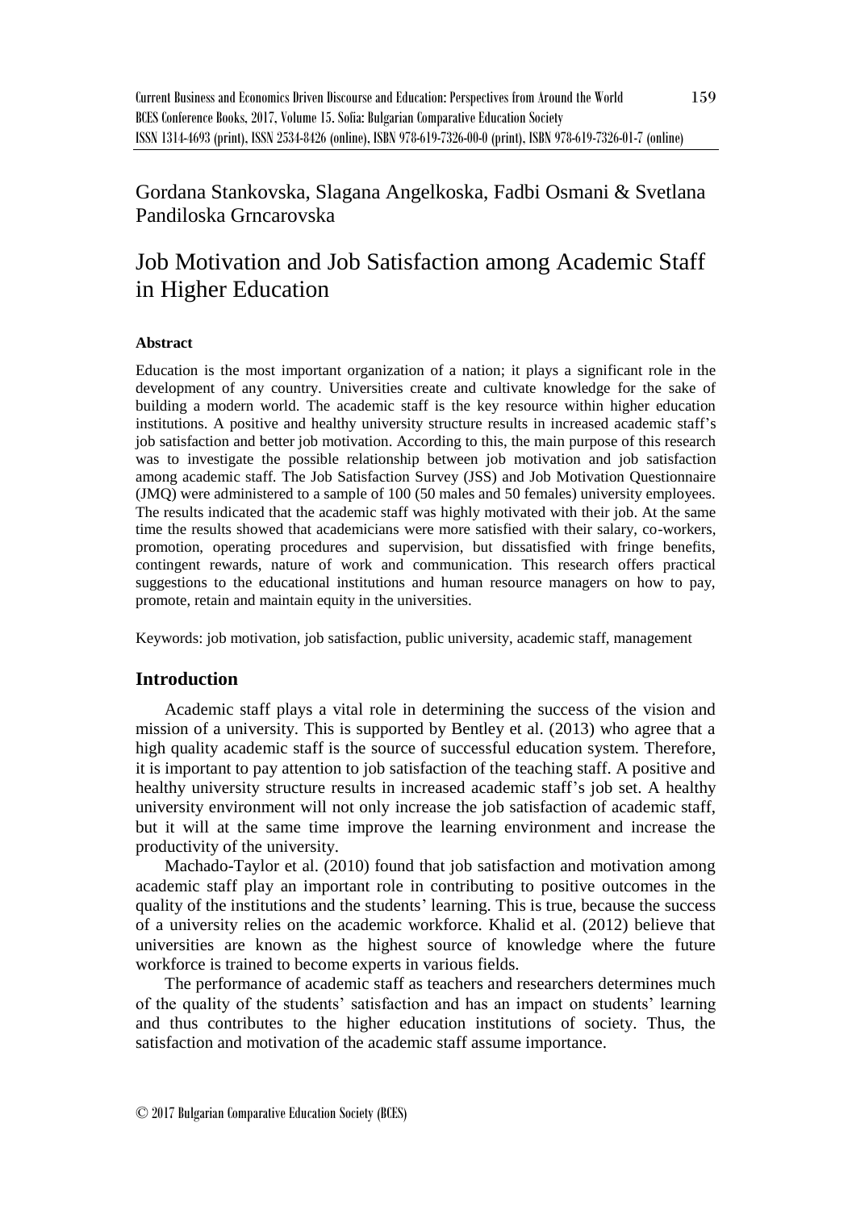Gordana Stankovska, Slagana Angelkoska, Fadbi Osmani & Svetlana Pandiloska Grncarovska

# Job Motivation and Job Satisfaction among Academic Staff in Higher Education

**Abstract**

Education is the most important organization of a nation; it plays a significant role in the development of any country. Universities create and cultivate knowledge for the sake of building a modern world. The academic staff is the key resource within higher education institutions. A positive and healthy university structure results in increased academic staff's job satisfaction and better job motivation. According to this, the main purpose of this research was to investigate the possible relationship between job motivation and job satisfaction among academic staff. The Job Satisfaction Survey (JSS) and Job Motivation Questionnaire (JMQ) were administered to a sample of 100 (50 males and 50 females) university employees. The results indicated that the academic staff was highly motivated with their job. At the same time the results showed that academicians were more satisfied with their salary, co-workers, promotion, operating procedures and supervision, but dissatisfied with fringe benefits, contingent rewards, nature of work and communication. This research offers practical suggestions to the educational institutions and human resource managers on how to pay, promote, retain and maintain equity in the universities.

Keywords: job motivation, job satisfaction, public university, academic staff, management

## Introduction

Academic staff plays a vital role in determining the success of the vision and mission of a university. This is supported by Bentley et al. (2013) who agree that a high quality academic staff is the source of successful education system. Therefore, it is important to pay attention to job satisfaction of the teaching staff. A positive and healthy university structure results in increased academic staff's job set. A healthy university environment will not only increase the job satisfaction of academic staff, but it will at the same time improve the learning environment and increase the productivity of the university.

Machado-Taylor et al. (2010) found that job satisfaction and motivation among academic staff play an important role in contributing to positive outcomes in the quality of the institutions and the students' learning. This is true, because the success of a university relies on the academic workforce. Khalid et al. (2012) believe that universities are known as the highest source of knowledge where the future workforce is trained to become experts in various fields.

The performance of academic staff as teachers and researchers determines much of the quality of the students' satisfaction and has an impact on students' learning and thus contributes to the higher education institutions of society. Thus, the satisfaction and motivation of the academic staff assume importance.

© 2017 Bulgarian Comparative Education Society (BCES)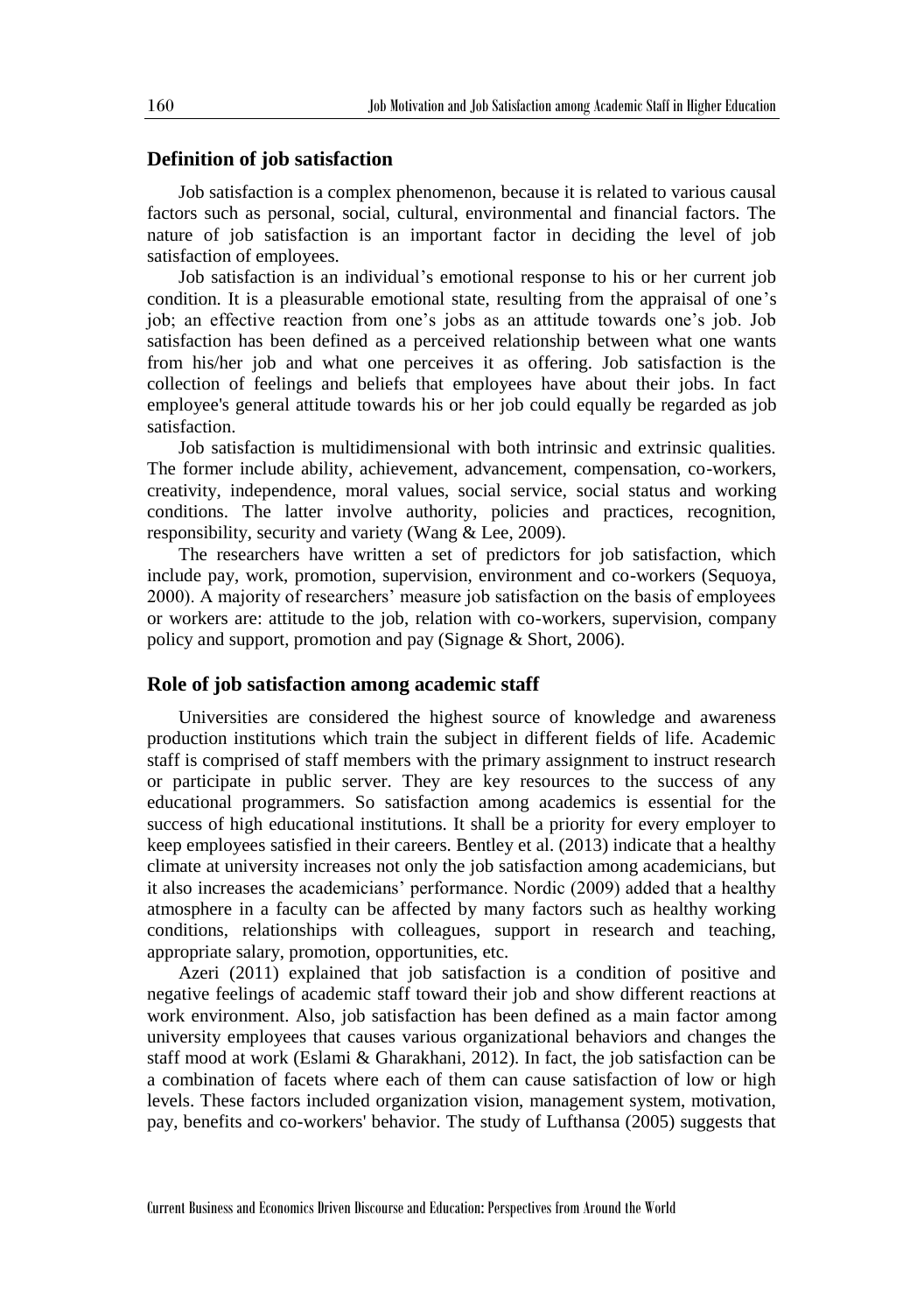## Definition of job satisfaction

Job satisfaction is a complex phenomenon, because it is related to various causal factors such as personal, social, cultural, environmental and financial factors. The nature of job satisfaction is an important factor in deciding the level of job satisfaction of employees.

Job satisfaction is an individual's emotional response to his or her current job condition. It is a pleasurable emotional state, resulting from the appraisal of one's job; an effective reaction from one's jobs as an attitude towards one's job. Job satisfaction has been defined as a perceived relationship between what one wants from his/her job and what one perceives it as offering. Job satisfaction is the collection of feelings and beliefs that employees have about their jobs. In fact employee's general attitude towards his or her job could equally be regarded as job satisfaction.

Job satisfaction is multidimensional with both intrinsic and extrinsic qualities. The former include ability, achievement, advancement, compensation, co-workers, creativity, independence, moral values, social service, social status and working conditions. The latter involve authority, policies and practices, recognition, responsibility, security and variety (Wang & Lee, 2009).

The researchers have written a set of predictors for job satisfaction, which include pay, work, promotion, supervision, environment and co-workers (Sequoya, 2000). A majority of researchers' measure job satisfaction on the basis of employees or workers are: attitude to the job, relation with co-workers, supervision, company policy and support, promotion and pay (Signage & Short, 2006).

## Role of job satisfaction among academic staff

Universities are considered the highest source of knowledge and awareness production institutions which train the subject in different fields of life. Academic staff is comprised of staff members with the primary assignment to instruct research or participate in public server. They are key resources to the success of any educational programmers. So satisfaction among academics is essential for the success of high educational institutions. It shall be a priority for every employer to keep employees satisfied in their careers. Bentley et al. (2013) indicate that a healthy climate at university increases not only the job satisfaction among academicians, but it also increases the academicians' performance. Nordic (2009) added that a healthy atmosphere in a faculty can be affected by many factors such as healthy working conditions, relationships with colleagues, support in research and teaching, appropriate salary, promotion, opportunities, etc.

Azeri (2011) explained that job satisfaction is a condition of positive and negative feelings of academic staff toward their job and show different reactions at work environment. Also, job satisfaction has been defined as a main factor among university employees that causes various organizational behaviors and changes the staff mood at work (Eslami & Gharakhani, 2012). In fact, the job satisfaction can be a combination of facets where each of them can cause satisfaction of low or high levels. These factors included organization vision, management system, motivation, pay, benefits and co-workers' behavior. The study of Lufthansa (2005) suggests that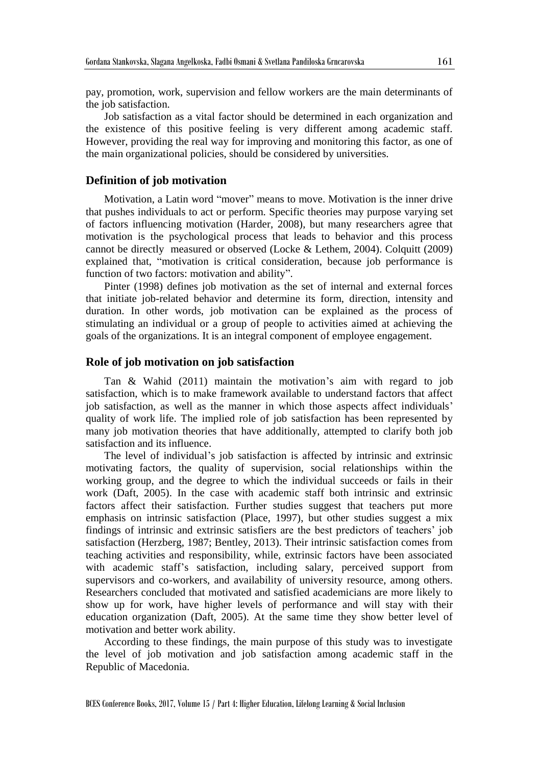pay, promotion, work, supervision and fellow workers are the main determinants of the job satisfaction.

Job satisfaction as a vital factor should be determined in each organization and the existence of this positive feeling is very different among academic staff. However, providing the real way for improving and monitoring this factor, as one of the main organizational policies, should be considered by universities.

## Definition of job motivation

Motivation, a Latin word "mover" means to move. Motivation is the inner drive that pushes individuals to act or perform. Specific theories may purpose varying set of factors influencing motivation (Harder, 2008), but many researchers agree that motivation is the psychological process that leads to behavior and this process cannot be directly measured or observed (Locke & Lethem, 2004). Colquitt (2009) explained that, "motivation is critical consideration, because job performance is function of two factors: motivation and ability".

Pinter (1998) defines job motivation as the set of internal and external forces that initiate job-related behavior and determine its form, direction, intensity and duration. In other words, job motivation can be explained as the process of stimulating an individual or a group of people to activities aimed at achieving the goals of the organizations. It is an integral component of employee engagement.

## Role of job motivation on job satisfaction

Tan & Wahid (2011) maintain the motivation's aim with regard to job satisfaction, which is to make framework available to understand factors that affect job satisfaction, as well as the manner in which those aspects affect individuals' quality of work life. The implied role of job satisfaction has been represented by many job motivation theories that have additionally, attempted to clarify both job satisfaction and its influence.

The level of individual's job satisfaction is affected by intrinsic and extrinsic motivating factors, the quality of supervision, social relationships within the working group, and the degree to which the individual succeeds or fails in their work (Daft, 2005). In the case with academic staff both intrinsic and extrinsic factors affect their satisfaction. Further studies suggest that teachers put more emphasis on intrinsic satisfaction (Place, 1997), but other studies suggest a mix findings of intrinsic and extrinsic satisfiers are the best predictors of teachers' job satisfaction (Herzberg, 1987; Bentley, 2013). Their intrinsic satisfaction comes from teaching activities and responsibility, while, extrinsic factors have been associated with academic staff's satisfaction, including salary, perceived support from supervisors and co-workers, and availability of university resource, among others. Researchers concluded that motivated and satisfied academicians are more likely to show up for work, have higher levels of performance and will stay with their education organization (Daft, 2005). At the same time they show better level of motivation and better work ability.

According to these findings, the main purpose of this study was to investigate the level of job motivation and job satisfaction among academic staff in the Republic of Macedonia.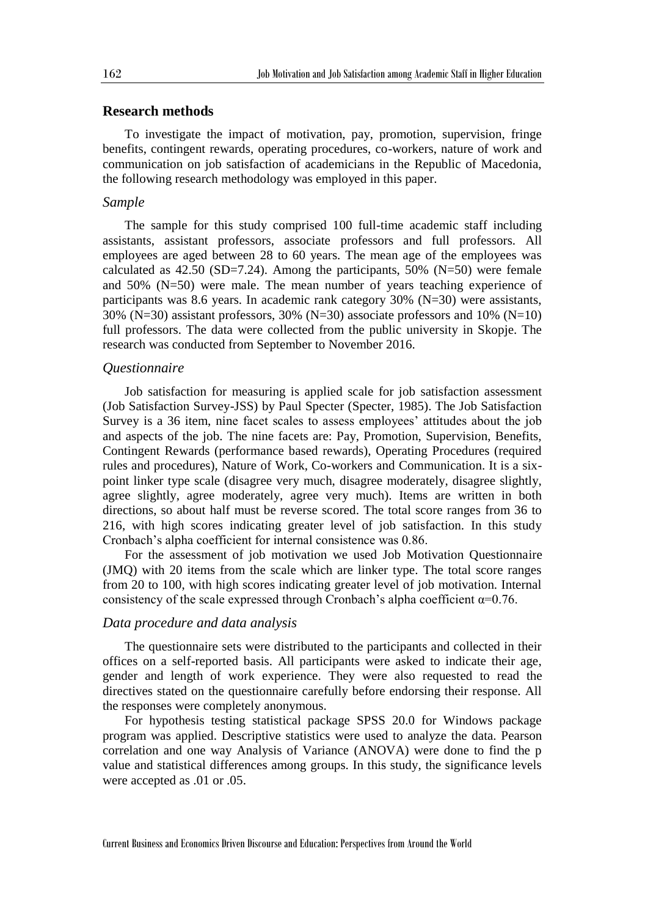## Research methods

To investigate the impact of motivation, pay, promotion, supervision, fringe benefits, contingent rewards, operating procedures, co-workers, nature of work and communication on job satisfaction of academicians in the Republic of Macedonia, the following research methodology was employed in this paper.

### *Sample*

The sample for this study comprised 100 full-time academic staff including assistants, assistant professors, associate professors and full professors. All employees are aged between 28 to 60 years. The mean age of the employees was calculated as 42.50 (SD=7.24). Among the participants, 50% (N=50) were female and 50% (N=50) were male. The mean number of years teaching experience of participants was 8.6 years. In academic rank category 30% (N=30) were assistants, 30% (N=30) assistant professors, 30% (N=30) associate professors and 10% (N=10) full professors. The data were collected from the public university in Skopje. The research was conducted from September to November 2016.

### *Questionnaire*

Job satisfaction for measuring is applied scale for job satisfaction assessment (Job Satisfaction Survey-JSS) by Paul Specter (Specter, 1985). The Job Satisfaction Survey is a 36 item, nine facet scales to assess employees' attitudes about the job and aspects of the job. The nine facets are: Pay, Promotion, Supervision, Benefits, Contingent Rewards (performance based rewards), Operating Procedures (required rules and procedures), Nature of Work, Co-workers and Communication. It is a six-point linker type scale (disagree very much, disagree moderately, disagree slightly, agree slightly, agree moderately, agree very much). Items are written in both directions, so about half must be reverse scored. The total score ranges from 36 to 216, with high scores indicating greater level of job satisfaction. In this study Cronbach's alpha coefficient for internal consistence was 0.86.

For the assessment of job motivation we used Job Motivation Questionnaire (JMQ) with 20 items from the scale which are linker type. The total score ranges from 20 to 100, with high scores indicating greater level of job motivation. Internal consistency of the scale expressed through Cronbach's alpha coefficient $\alpha$=0.76.

### *Data procedure and data analysis*

The questionnaire sets were distributed to the participants and collected in their offices on a self-reported basis. All participants were asked to indicate their age, gender and length of work experience. They were also requested to read the directives stated on the questionnaire carefully before endorsing their response. All the responses were completely anonymous.

For hypothesis testing statistical package SPSS 20.0 for Windows package program was applied. Descriptive statistics were used to analyze the data. Pearson correlation and one way Analysis of Variance (ANOVA) were done to find the p value and statistical differences among groups. In this study, the significance levels were accepted as .01 or .05.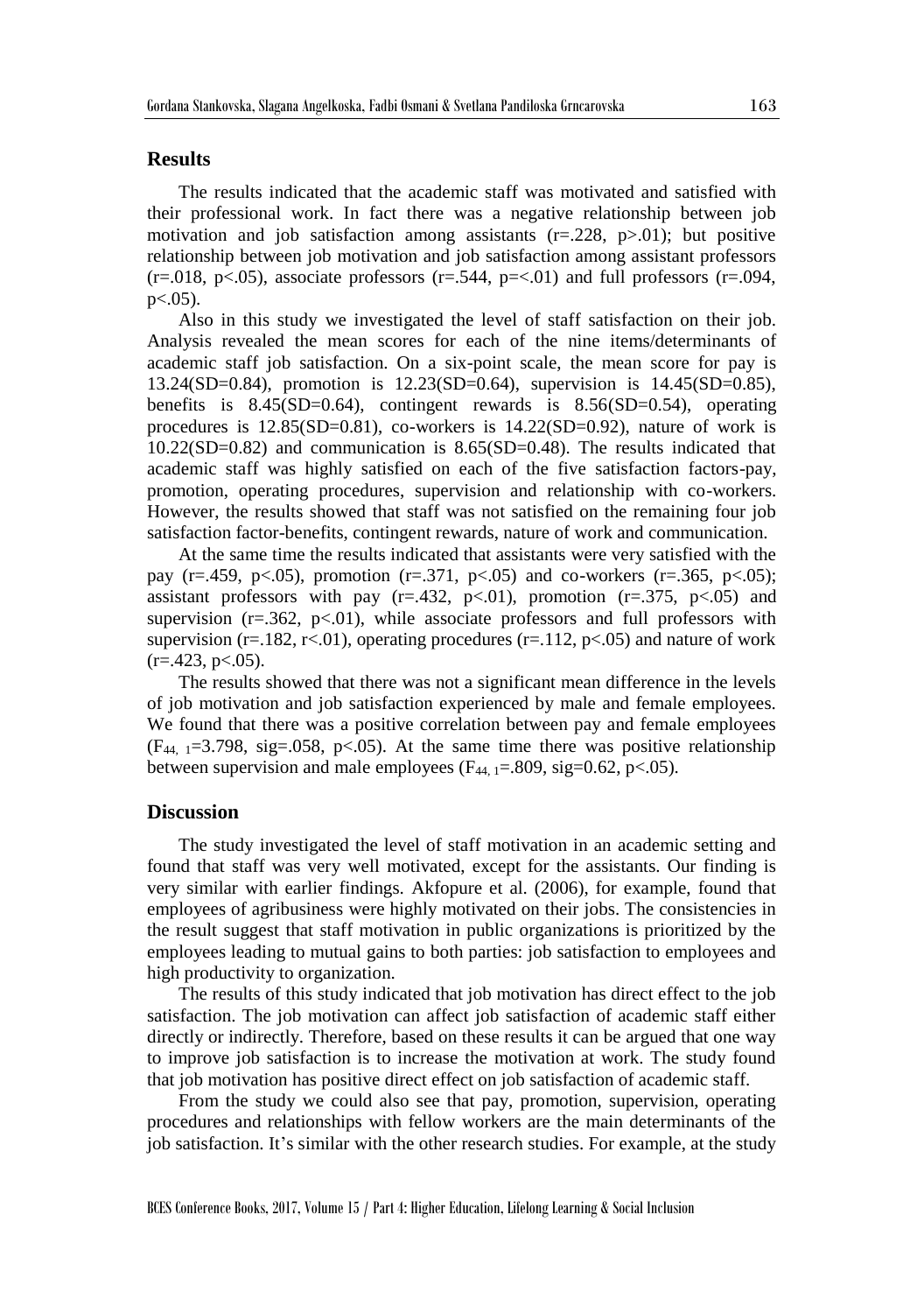## Results

The results indicated that the academic staff was motivated and satisfied with their professional work. In fact there was a negative relationship between job motivation and job satisfaction among assistants ($r=.228$, $p>.01$); but positive relationship between job motivation and job satisfaction among assistant professors ($r=.018$, $p<.05$), associate professors ($r=.544$, $p=<.01$) and full professors ($r=.094$, $p<.05$).

Also in this study we investigated the level of staff satisfaction on their job. Analysis revealed the mean scores for each of the nine items/determinants of academic staff job satisfaction. On a six-point scale, the mean score for pay is 13.24(SD=0.84), promotion is 12.23(SD=0.64), supervision is 14.45(SD=0.85), benefits is 8.45(SD=0.64), contingent rewards is 8.56(SD=0.54), operating procedures is 12.85(SD=0.81), co-workers is 14.22(SD=0.92), nature of work is 10.22(SD=0.82) and communication is 8.65(SD=0.48). The results indicated that academic staff was highly satisfied on each of the five satisfaction factors-pay, promotion, operating procedures, supervision and relationship with co-workers. However, the results showed that staff was not satisfied on the remaining four job satisfaction factor-benefits, contingent rewards, nature of work and communication.

At the same time the results indicated that assistants were very satisfied with the pay ($r=.459$, $p<.05$), promotion ($r=.371$, $p<.05$) and co-workers ($r=.365$, $p<.05$); assistant professors with pay ($r=.432$, $p<.01$), promotion ($r=.375$, $p<.05$) and supervision ($r=.362$, $p<.01$), while associate professors and full professors with supervision ($r=.182$, $r<.01$), operating procedures ($r=.112$, $p<.05$) and nature of work ($r=.423$, $p<.05$).

The results showed that there was not a significant mean difference in the levels of job motivation and job satisfaction experienced by male and female employees. We found that there was a positive correlation between pay and female employees ($F_{44,\ 1}=3.798$, sig=.058, $p<.05$). At the same time there was positive relationship between supervision and male employees ($F_{44,\ 1}=.809$, sig=0.62, $p<.05$).

## Discussion

The study investigated the level of staff motivation in an academic setting and found that staff was very well motivated, except for the assistants. Our finding is very similar with earlier findings. Akfopure et al. (2006), for example, found that employees of agribusiness were highly motivated on their jobs. The consistencies in the result suggest that staff motivation in public organizations is prioritized by the employees leading to mutual gains to both parties: job satisfaction to employees and high productivity to organization.

The results of this study indicated that job motivation has direct effect to the job satisfaction. The job motivation can affect job satisfaction of academic staff either directly or indirectly. Therefore, based on these results it can be argued that one way to improve job satisfaction is to increase the motivation at work. The study found that job motivation has positive direct effect on job satisfaction of academic staff.

From the study we could also see that pay, promotion, supervision, operating procedures and relationships with fellow workers are the main determinants of the job satisfaction. It's similar with the other research studies. For example, at the study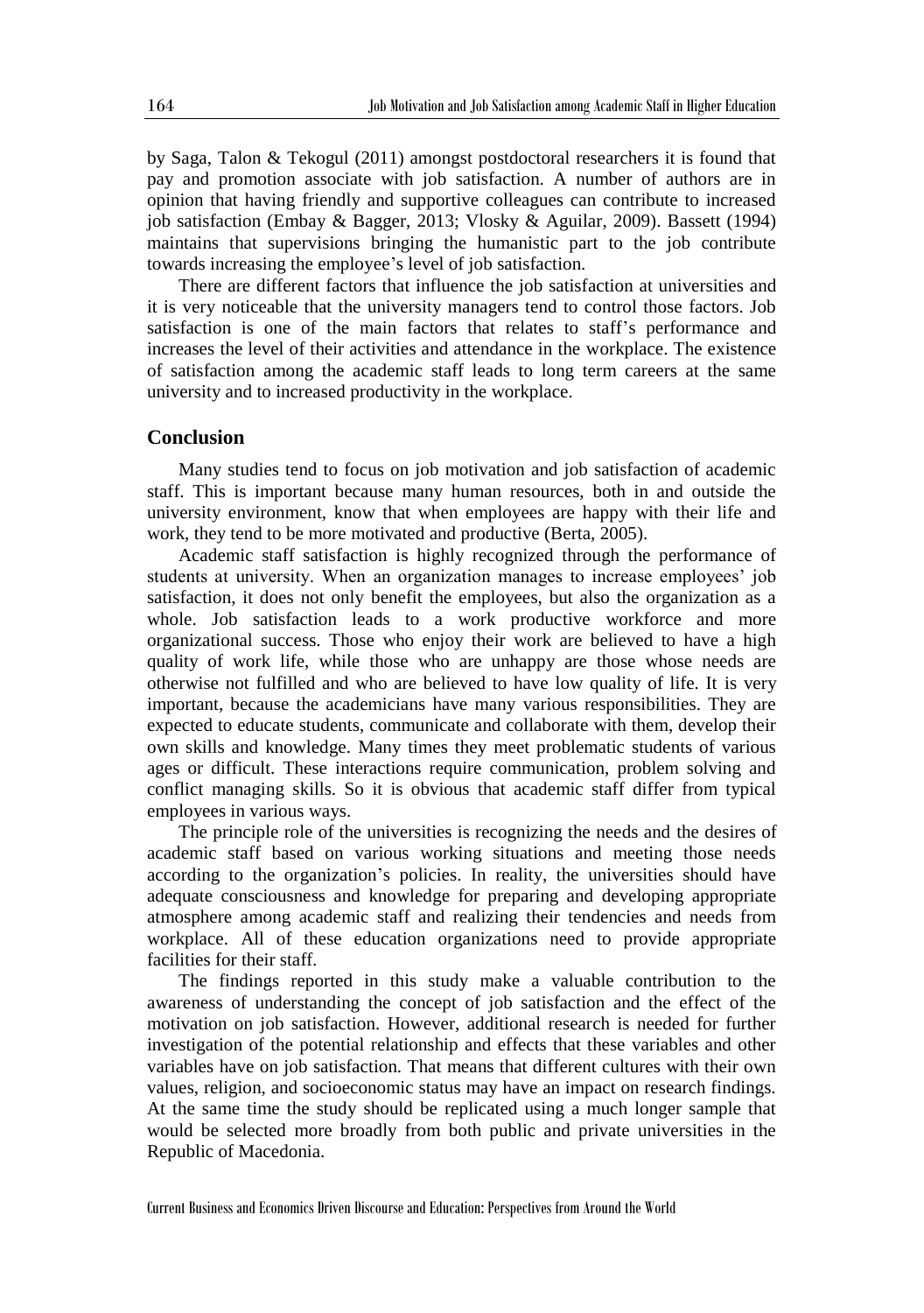by Saga, Talon & Tekogul (2011) amongst postdoctoral researchers it is found that pay and promotion associate with job satisfaction. A number of authors are in opinion that having friendly and supportive colleagues can contribute to increased job satisfaction (Embay & Bagger, 2013; Vlosky & Aguilar, 2009). Bassett (1994) maintains that supervisions bringing the humanistic part to the job contribute towards increasing the employee's level of job satisfaction.

There are different factors that influence the job satisfaction at universities and it is very noticeable that the university managers tend to control those factors. Job satisfaction is one of the main factors that relates to staff's performance and increases the level of their activities and attendance in the workplace. The existence of satisfaction among the academic staff leads to long term careers at the same university and to increased productivity in the workplace.

## Conclusion

Many studies tend to focus on job motivation and job satisfaction of academic staff. This is important because many human resources, both in and outside the university environment, know that when employees are happy with their life and work, they tend to be more motivated and productive (Berta, 2005).

Academic staff satisfaction is highly recognized through the performance of students at university. When an organization manages to increase employees' job satisfaction, it does not only benefit the employees, but also the organization as a whole. Job satisfaction leads to a work productive workforce and more organizational success. Those who enjoy their work are believed to have a high quality of work life, while those who are unhappy are those whose needs are otherwise not fulfilled and who are believed to have low quality of life. It is very important, because the academicians have many various responsibilities. They are expected to educate students, communicate and collaborate with them, develop their own skills and knowledge. Many times they meet problematic students of various ages or difficult. These interactions require communication, problem solving and conflict managing skills. So it is obvious that academic staff differ from typical employees in various ways.

The principle role of the universities is recognizing the needs and the desires of academic staff based on various working situations and meeting those needs according to the organization's policies. In reality, the universities should have adequate consciousness and knowledge for preparing and developing appropriate atmosphere among academic staff and realizing their tendencies and needs from workplace. All of these education organizations need to provide appropriate facilities for their staff.

The findings reported in this study make a valuable contribution to the awareness of understanding the concept of job satisfaction and the effect of the motivation on job satisfaction. However, additional research is needed for further investigation of the potential relationship and effects that these variables and other variables have on job satisfaction. That means that different cultures with their own values, religion, and socioeconomic status may have an impact on research findings. At the same time the study should be replicated using a much longer sample that would be selected more broadly from both public and private universities in the Republic of Macedonia.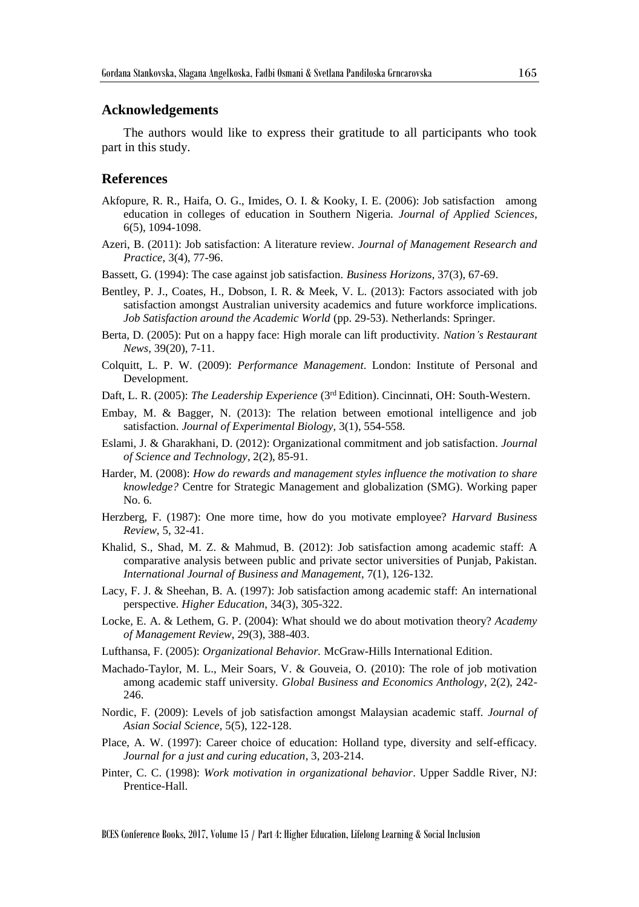## Acknowledgements

The authors would like to express their gratitude to all participants who took part in this study.

## References

Akfopure, R. R., Haifa, O. G., Imides, O. I. & Kooky, I. E. (2006): Job satisfaction among education in colleges of education in Southern Nigeria. *Journal of Applied Sciences*, 6(5), 1094-1098.

Azeri, B. (2011): Job satisfaction: A literature review. *Journal of Management Research and Practice*, 3(4), 77-96.

Bassett, G. (1994): The case against job satisfaction. *Business Horizons*, 37(3), 67-69.

Bentley, P. J., Coates, H., Dobson, I. R. & Meek, V. L. (2013): Factors associated with job satisfaction amongst Australian university academics and future workforce implications. *Job Satisfaction around the Academic World* (pp. 29-53). Netherlands: Springer.

Berta, D. (2005): Put on a happy face: High morale can lift productivity. *Nation's Restaurant News*, 39(20), 7-11.

Colquitt, L. P. W. (2009): *Performance Management*. London: Institute of Personal and Development.

Daft, L. R. (2005): *The Leadership Experience* (3rd Edition). Cincinnati, OH: South-Western.

Embay, M. & Bagger, N. (2013): The relation between emotional intelligence and job satisfaction. *Journal of Experimental Biology*, 3(1), 554-558.

Eslami, J. & Gharakhani, D. (2012): Organizational commitment and job satisfaction. *Journal of Science and Technology*, 2(2), 85-91.

Harder, M. (2008): *How do rewards and management styles influence the motivation to share knowledge?* Centre for Strategic Management and globalization (SMG). Working paper No. 6.

Herzberg, F. (1987): One more time, how do you motivate employee? *Harvard Business Review*, 5, 32-41.

Khalid, S., Shad, M. Z. & Mahmud, B. (2012): Job satisfaction among academic staff: A comparative analysis between public and private sector universities of Punjab, Pakistan. *International Journal of Business and Management*, 7(1), 126-132.

Lacy, F. J. & Sheehan, B. A. (1997): Job satisfaction among academic staff: An international perspective. *Higher Education*, 34(3), 305-322.

Locke, E. A. & Lethem, G. P. (2004): What should we do about motivation theory? *Academy of Management Review*, 29(3), 388-403.

Lufthansa, F. (2005): *Organizational Behavior.* McGraw-Hills International Edition.

Machado-Taylor, M. L., Meir Soars, V. & Gouveia, O. (2010): The role of job motivation among academic staff university. *Global Business and Economics Anthology*, 2(2), 242-246.

Nordic, F. (2009): Levels of job satisfaction amongst Malaysian academic staff. *Journal of Asian Social Science*, 5(5), 122-128.

Place, A. W. (1997): Career choice of education: Holland type, diversity and self-efficacy. *Journal for a just and curing education*, 3, 203-214.

Pinter, C. C. (1998): *Work motivation in organizational behavior*. Upper Saddle River, NJ: Prentice-Hall.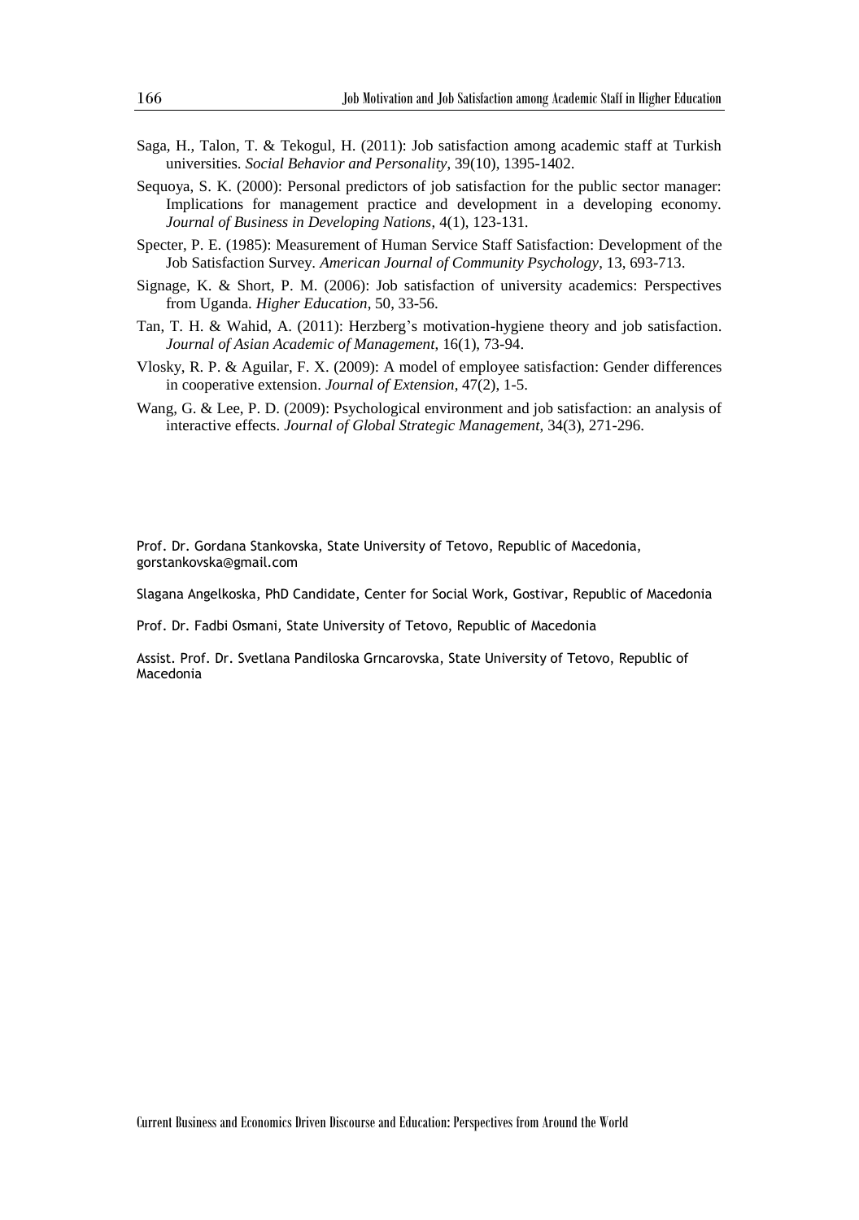Saga, H., Talon, T. & Tekogul, H. (2011): Job satisfaction among academic staff at Turkish universities. *Social Behavior and Personality*, 39(10), 1395-1402.

Sequoya, S. K. (2000): Personal predictors of job satisfaction for the public sector manager: Implications for management practice and development in a developing economy. *Journal of Business in Developing Nations*, 4(1), 123-131.

Specter, P. E. (1985): Measurement of Human Service Staff Satisfaction: Development of the Job Satisfaction Survey. *American Journal of Community Psychology*, 13, 693-713.

Signage, K. & Short, P. M. (2006): Job satisfaction of university academics: Perspectives from Uganda. *Higher Education*, 50, 33-56.

Tan, T. H. & Wahid, A. (2011): Herzberg's motivation-hygiene theory and job satisfaction. *Journal of Asian Academic of Management*, 16(1), 73-94.

Vlosky, R. P. & Aguilar, F. X. (2009): A model of employee satisfaction: Gender differences in cooperative extension. *Journal of Extension*, 47(2), 1-5.

Wang, G. & Lee, P. D. (2009): Psychological environment and job satisfaction: an analysis of interactive effects. *Journal of Global Strategic Management*, 34(3), 271-296.

Prof. Dr. Gordana Stankovska, State University of Tetovo, Republic of Macedonia, gorstankovska@gmail.com

Slagana Angelkoska, PhD Candidate, Center for Social Work, Gostivar, Republic of Macedonia

Prof. Dr. Fadbi Osmani, State University of Tetovo, Republic of Macedonia

Assist. Prof. Dr. Svetlana Pandiloska Grncarovska, State University of Tetovo, Republic of Macedonia